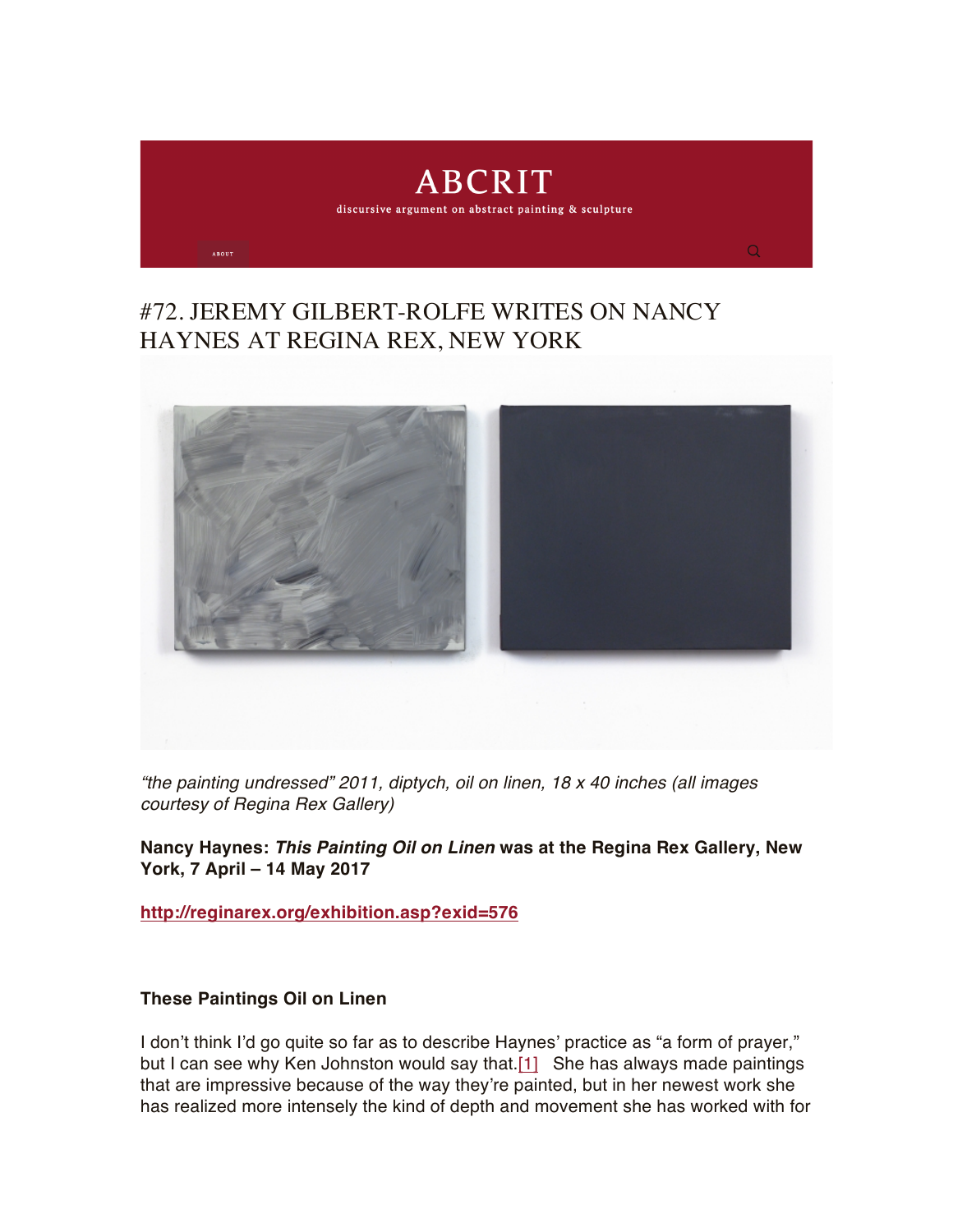# ABCRIT

discursive argument on abstract painting & sculpture

ABOUT

## #72. JEREMY GILBERT-ROLFE WRITES ON NANCY HAYNES AT REGINA REX, NEW YORK

*"the painting undressed" 2011, diptych, oil on linen, 18 x 40 inches (all images courtesy of Regina Rex Gallery)*

**Nancy Haynes: *This Painting Oil on Linen* was at the Regina Rex Gallery, New York, 7 April – 14 May 2017**

**http://reginarex.org/exhibition.asp?exid=576**

**These Paintings Oil on Linen**

I don't think I'd go quite so far as to describe Haynes' practice as "a form of prayer," but I can see why Ken Johnston would say that.[1] She has always made paintings that are impressive because of the way they're painted, but in her newest work she has realized more intensely the kind of depth and movement she has worked with for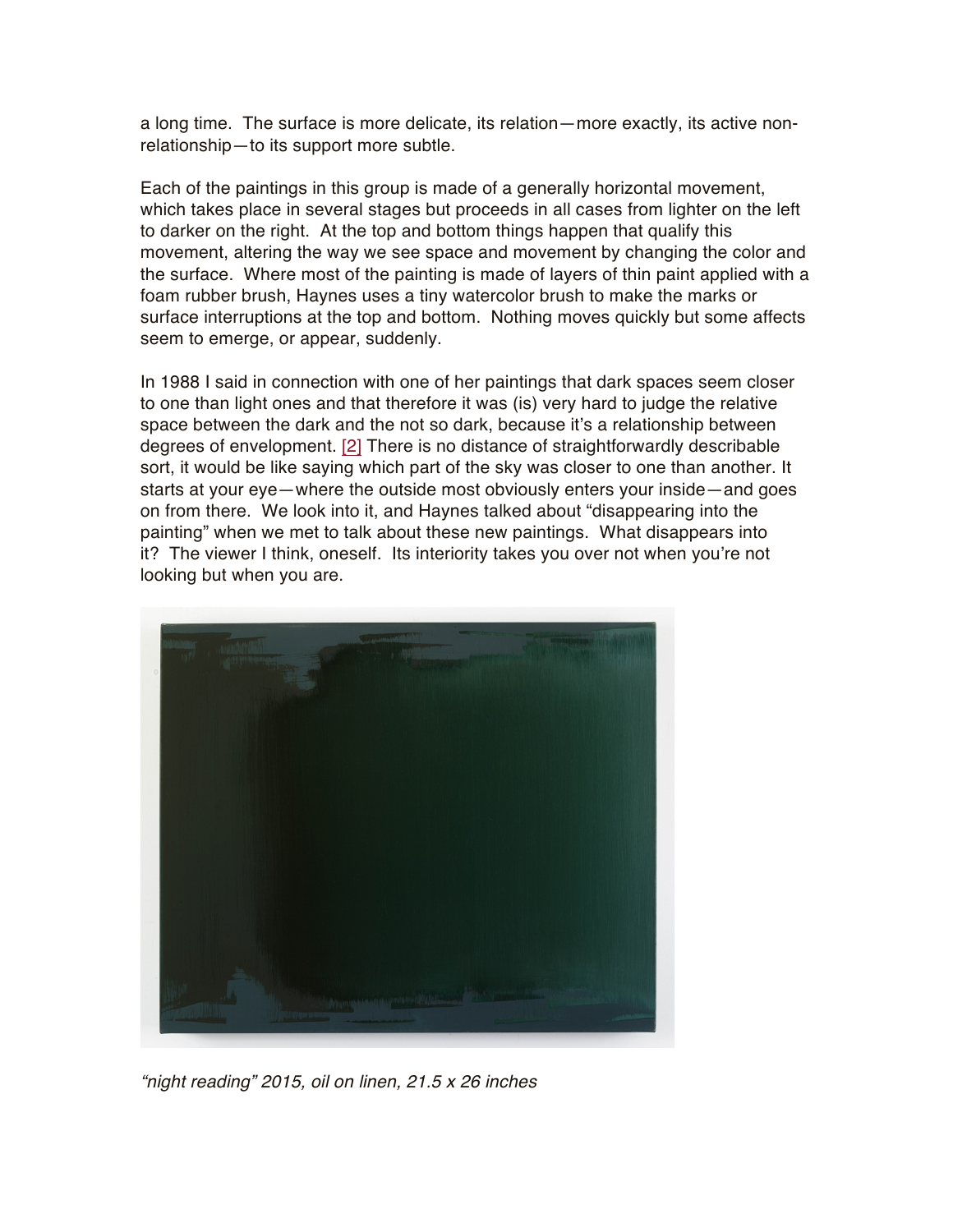a long time. The surface is more delicate, its relation—more exactly, its active non-relationship—to its support more subtle.

Each of the paintings in this group is made of a generally horizontal movement, which takes place in several stages but proceeds in all cases from lighter on the left to darker on the right. At the top and bottom things happen that qualify this movement, altering the way we see space and movement by changing the color and the surface. Where most of the painting is made of layers of thin paint applied with a foam rubber brush, Haynes uses a tiny watercolor brush to make the marks or surface interruptions at the top and bottom. Nothing moves quickly but some affects seem to emerge, or appear, suddenly.

In 1988 I said in connection with one of her paintings that dark spaces seem closer to one than light ones and that therefore it was (is) very hard to judge the relative space between the dark and the not so dark, because it's a relationship between degrees of envelopment. [2] There is no distance of straightforwardly describable sort, it would be like saying which part of the sky was closer to one than another. It starts at your eye—where the outside most obviously enters your inside—and goes on from there. We look into it, and Haynes talked about "disappearing into the painting" when we met to talk about these new paintings. What disappears into it? The viewer I think, oneself. Its interiority takes you over not when you're not looking but when you are.

*"night reading" 2015, oil on linen, 21.5 x 26 inches*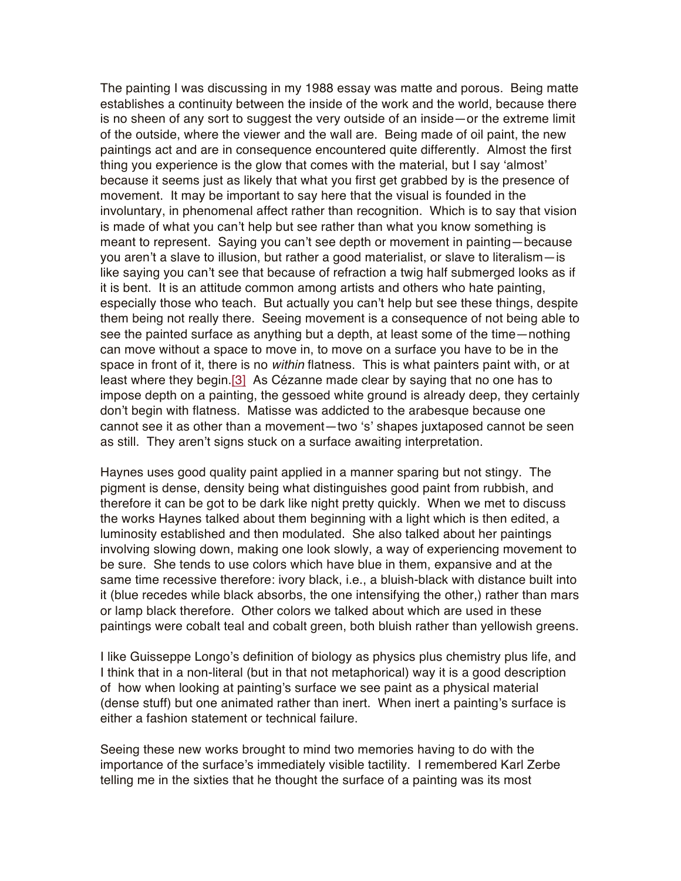The painting I was discussing in my 1988 essay was matte and porous. Being matte establishes a continuity between the inside of the work and the world, because there is no sheen of any sort to suggest the very outside of an inside—or the extreme limit of the outside, where the viewer and the wall are. Being made of oil paint, the new paintings act and are in consequence encountered quite differently. Almost the first thing you experience is the glow that comes with the material, but I say 'almost' because it seems just as likely that what you first get grabbed by is the presence of movement. It may be important to say here that the visual is founded in the involuntary, in phenomenal affect rather than recognition. Which is to say that vision is made of what you can't help but see rather than what you know something is meant to represent. Saying you can't see depth or movement in painting—because you aren't a slave to illusion, but rather a good materialist, or slave to literalism—is like saying you can't see that because of refraction a twig half submerged looks as if it is bent. It is an attitude common among artists and others who hate painting, especially those who teach. But actually you can't help but see these things, despite them being not really there. Seeing movement is a consequence of not being able to see the painted surface as anything but a depth, at least some of the time—nothing can move without a space to move in, to move on a surface you have to be in the space in front of it, there is no *within* flatness. This is what painters paint with, or at least where they begin.[3] As Cézanne made clear by saying that no one has to impose depth on a painting, the gessoed white ground is already deep, they certainly don't begin with flatness. Matisse was addicted to the arabesque because one cannot see it as other than a movement—two 's' shapes juxtaposed cannot be seen as still. They aren't signs stuck on a surface awaiting interpretation.

Haynes uses good quality paint applied in a manner sparing but not stingy. The pigment is dense, density being what distinguishes good paint from rubbish, and therefore it can be got to be dark like night pretty quickly. When we met to discuss the works Haynes talked about them beginning with a light which is then edited, a luminosity established and then modulated. She also talked about her paintings involving slowing down, making one look slowly, a way of experiencing movement to be sure. She tends to use colors which have blue in them, expansive and at the same time recessive therefore: ivory black, i.e., a bluish-black with distance built into it (blue recedes while black absorbs, the one intensifying the other,) rather than mars or lamp black therefore. Other colors we talked about which are used in these paintings were cobalt teal and cobalt green, both bluish rather than yellowish greens.

I like Guisseppe Longo's definition of biology as physics plus chemistry plus life, and I think that in a non-literal (but in that not metaphorical) way it is a good description of how when looking at painting's surface we see paint as a physical material (dense stuff) but one animated rather than inert. When inert a painting's surface is either a fashion statement or technical failure.

Seeing these new works brought to mind two memories having to do with the importance of the surface's immediately visible tactility. I remembered Karl Zerbe telling me in the sixties that he thought the surface of a painting was its most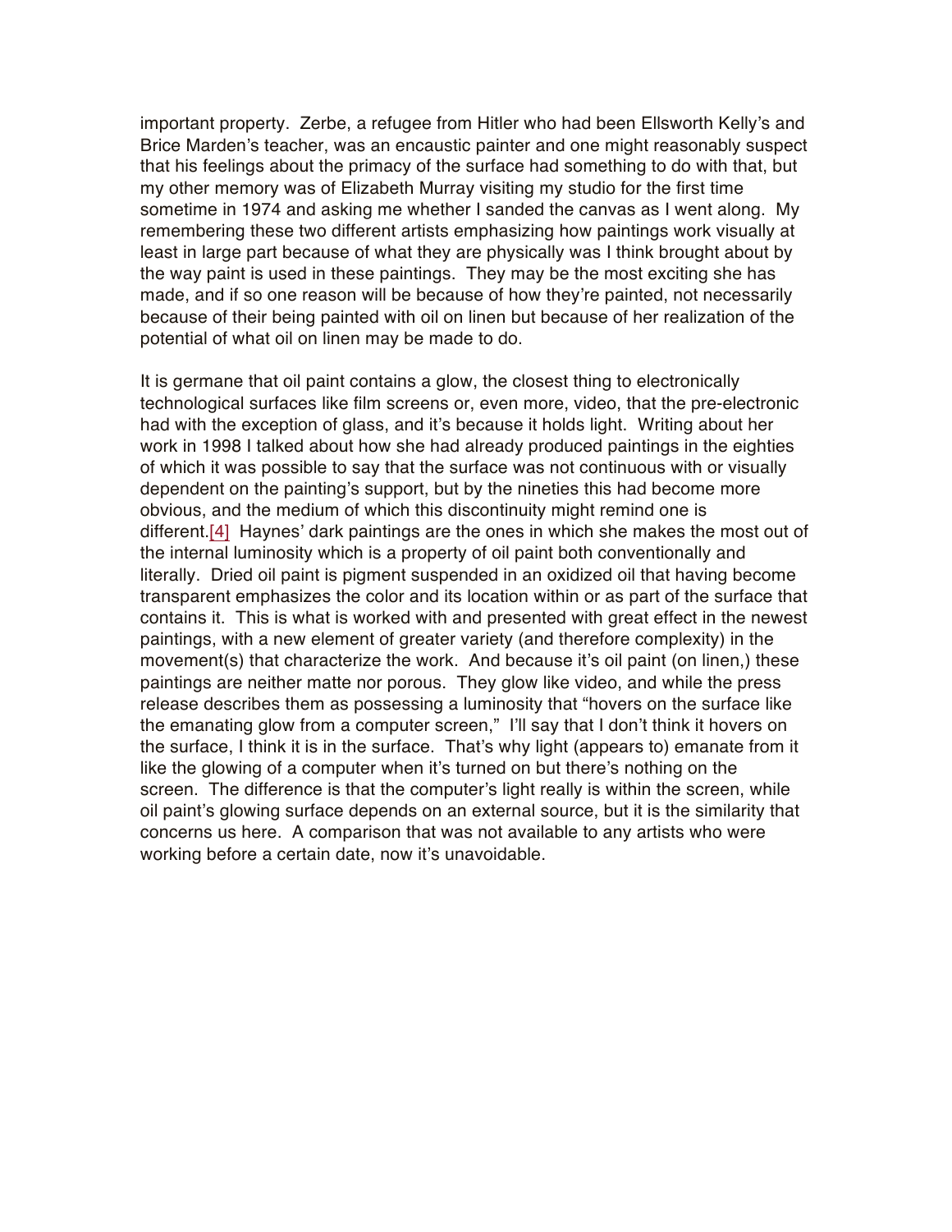important property. Zerbe, a refugee from Hitler who had been Ellsworth Kelly's and Brice Marden's teacher, was an encaustic painter and one might reasonably suspect that his feelings about the primacy of the surface had something to do with that, but my other memory was of Elizabeth Murray visiting my studio for the first time sometime in 1974 and asking me whether I sanded the canvas as I went along. My remembering these two different artists emphasizing how paintings work visually at least in large part because of what they are physically was I think brought about by the way paint is used in these paintings. They may be the most exciting she has made, and if so one reason will be because of how they're painted, not necessarily because of their being painted with oil on linen but because of her realization of the potential of what oil on linen may be made to do.

It is germane that oil paint contains a glow, the closest thing to electronically technological surfaces like film screens or, even more, video, that the pre-electronic had with the exception of glass, and it's because it holds light. Writing about her work in 1998 I talked about how she had already produced paintings in the eighties of which it was possible to say that the surface was not continuous with or visually dependent on the painting's support, but by the nineties this had become more obvious, and the medium of which this discontinuity might remind one is different.[4] Haynes' dark paintings are the ones in which she makes the most out of the internal luminosity which is a property of oil paint both conventionally and literally. Dried oil paint is pigment suspended in an oxidized oil that having become transparent emphasizes the color and its location within or as part of the surface that contains it. This is what is worked with and presented with great effect in the newest paintings, with a new element of greater variety (and therefore complexity) in the movement(s) that characterize the work. And because it's oil paint (on linen,) these paintings are neither matte nor porous. They glow like video, and while the press release describes them as possessing a luminosity that "hovers on the surface like the emanating glow from a computer screen," I'll say that I don't think it hovers on the surface, I think it is in the surface. That's why light (appears to) emanate from it like the glowing of a computer when it's turned on but there's nothing on the screen. The difference is that the computer's light really is within the screen, while oil paint's glowing surface depends on an external source, but it is the similarity that concerns us here. A comparison that was not available to any artists who were working before a certain date, now it's unavoidable.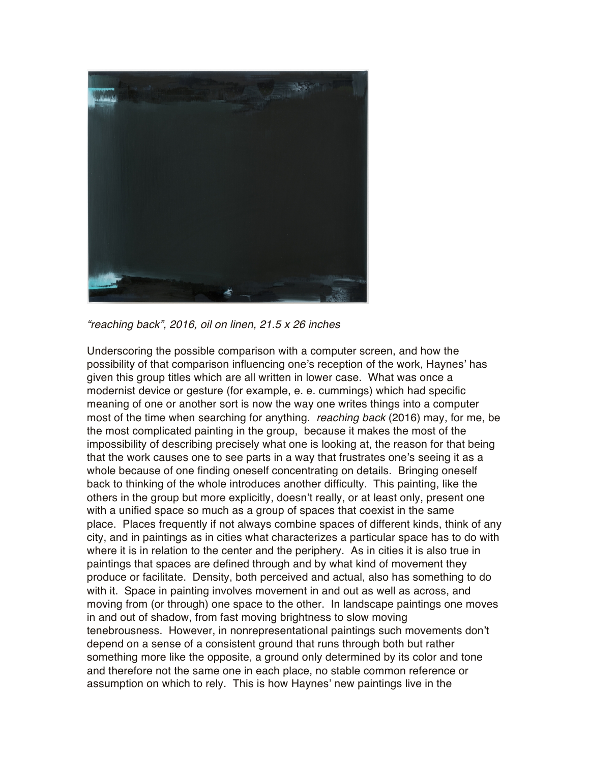*"reaching back", 2016, oil on linen, 21.5 x 26 inches*

Underscoring the possible comparison with a computer screen, and how the possibility of that comparison influencing one's reception of the work, Haynes' has given this group titles which are all written in lower case. What was once a modernist device or gesture (for example, e. e. cummings) which had specific meaning of one or another sort is now the way one writes things into a computer most of the time when searching for anything. *reaching back* (2016) may, for me, be the most complicated painting in the group, because it makes the most of the impossibility of describing precisely what one is looking at, the reason for that being that the work causes one to see parts in a way that frustrates one's seeing it as a whole because of one finding oneself concentrating on details. Bringing oneself back to thinking of the whole introduces another difficulty. This painting, like the others in the group but more explicitly, doesn't really, or at least only, present one with a unified space so much as a group of spaces that coexist in the same place. Places frequently if not always combine spaces of different kinds, think of any city, and in paintings as in cities what characterizes a particular space has to do with where it is in relation to the center and the periphery. As in cities it is also true in paintings that spaces are defined through and by what kind of movement they produce or facilitate. Density, both perceived and actual, also has something to do with it. Space in painting involves movement in and out as well as across, and moving from (or through) one space to the other. In landscape paintings one moves in and out of shadow, from fast moving brightness to slow moving tenebrousness. However, in nonrepresentational paintings such movements don't depend on a sense of a consistent ground that runs through both but rather something more like the opposite, a ground only determined by its color and tone and therefore not the same one in each place, no stable common reference or assumption on which to rely. This is how Haynes' new paintings live in the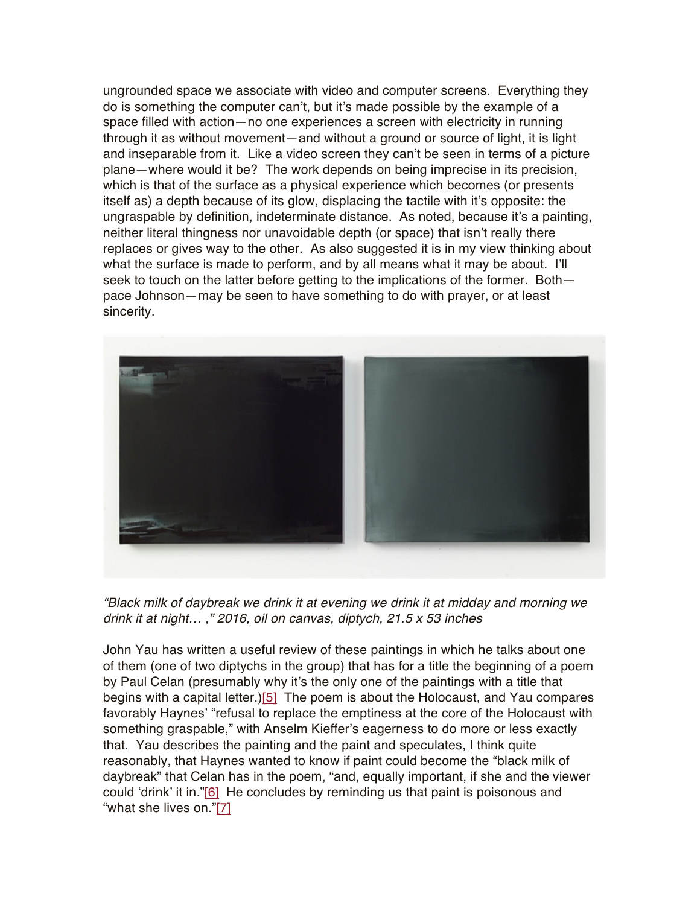ungrounded space we associate with video and computer screens. Everything they do is something the computer can't, but it's made possible by the example of a space filled with action—no one experiences a screen with electricity in running through it as without movement—and without a ground or source of light, it is light and inseparable from it. Like a video screen they can't be seen in terms of a picture plane—where would it be? The work depends on being imprecise in its precision, which is that of the surface as a physical experience which becomes (or presents itself as) a depth because of its glow, displacing the tactile with it's opposite: the ungraspable by definition, indeterminate distance. As noted, because it's a painting, neither literal thingness nor unavoidable depth (or space) that isn't really there replaces or gives way to the other. As also suggested it is in my view thinking about what the surface is made to perform, and by all means what it may be about. I'll seek to touch on the latter before getting to the implications of the former. Both—pace Johnson—may be seen to have something to do with prayer, or at least sincerity.

*"Black milk of daybreak we drink it at evening we drink it at midday and morning we drink it at night… ," 2016, oil on canvas, diptych, 21.5 x 53 inches*

John Yau has written a useful review of these paintings in which he talks about one of them (one of two diptychs in the group) that has for a title the beginning of a poem by Paul Celan (presumably why it's the only one of the paintings with a title that begins with a capital letter.)[5] The poem is about the Holocaust, and Yau compares favorably Haynes' "refusal to replace the emptiness at the core of the Holocaust with something graspable," with Anselm Kieffer's eagerness to do more or less exactly that. Yau describes the painting and the paint and speculates, I think quite reasonably, that Haynes wanted to know if paint could become the "black milk of daybreak" that Celan has in the poem, "and, equally important, if she and the viewer could 'drink' it in."[6] He concludes by reminding us that paint is poisonous and "what she lives on."[7]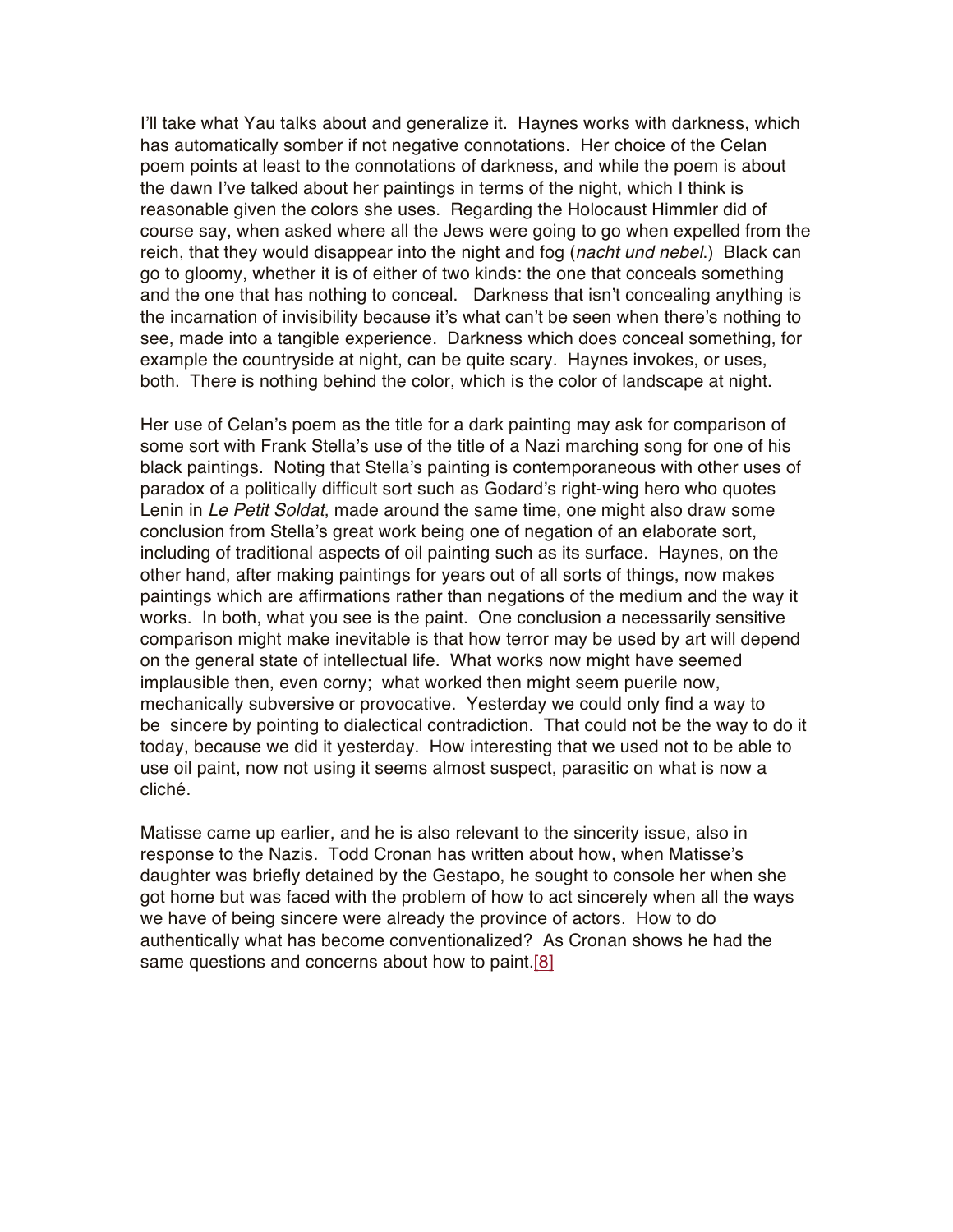I'll take what Yau talks about and generalize it. Haynes works with darkness, which has automatically somber if not negative connotations. Her choice of the Celan poem points at least to the connotations of darkness, and while the poem is about the dawn I've talked about her paintings in terms of the night, which I think is reasonable given the colors she uses. Regarding the Holocaust Himmler did of course say, when asked where all the Jews were going to go when expelled from the reich, that they would disappear into the night and fog (*nacht und nebel*.) Black can go to gloomy, whether it is of either of two kinds: the one that conceals something and the one that has nothing to conceal. Darkness that isn't concealing anything is the incarnation of invisibility because it's what can't be seen when there's nothing to see, made into a tangible experience. Darkness which does conceal something, for example the countryside at night, can be quite scary. Haynes invokes, or uses, both. There is nothing behind the color, which is the color of landscape at night.

Her use of Celan's poem as the title for a dark painting may ask for comparison of some sort with Frank Stella's use of the title of a Nazi marching song for one of his black paintings. Noting that Stella's painting is contemporaneous with other uses of paradox of a politically difficult sort such as Godard's right-wing hero who quotes Lenin in *Le Petit Soldat*, made around the same time, one might also draw some conclusion from Stella's great work being one of negation of an elaborate sort, including of traditional aspects of oil painting such as its surface. Haynes, on the other hand, after making paintings for years out of all sorts of things, now makes paintings which are affirmations rather than negations of the medium and the way it works. In both, what you see is the paint. One conclusion a necessarily sensitive comparison might make inevitable is that how terror may be used by art will depend on the general state of intellectual life. What works now might have seemed implausible then, even corny; what worked then might seem puerile now, mechanically subversive or provocative. Yesterday we could only find a way to be sincere by pointing to dialectical contradiction. That could not be the way to do it today, because we did it yesterday. How interesting that we used not to be able to use oil paint, now not using it seems almost suspect, parasitic on what is now a cliché.

Matisse came up earlier, and he is also relevant to the sincerity issue, also in response to the Nazis. Todd Cronan has written about how, when Matisse's daughter was briefly detained by the Gestapo, he sought to console her when she got home but was faced with the problem of how to act sincerely when all the ways we have of being sincere were already the province of actors. How to do authentically what has become conventionalized? As Cronan shows he had the same questions and concerns about how to paint.[8]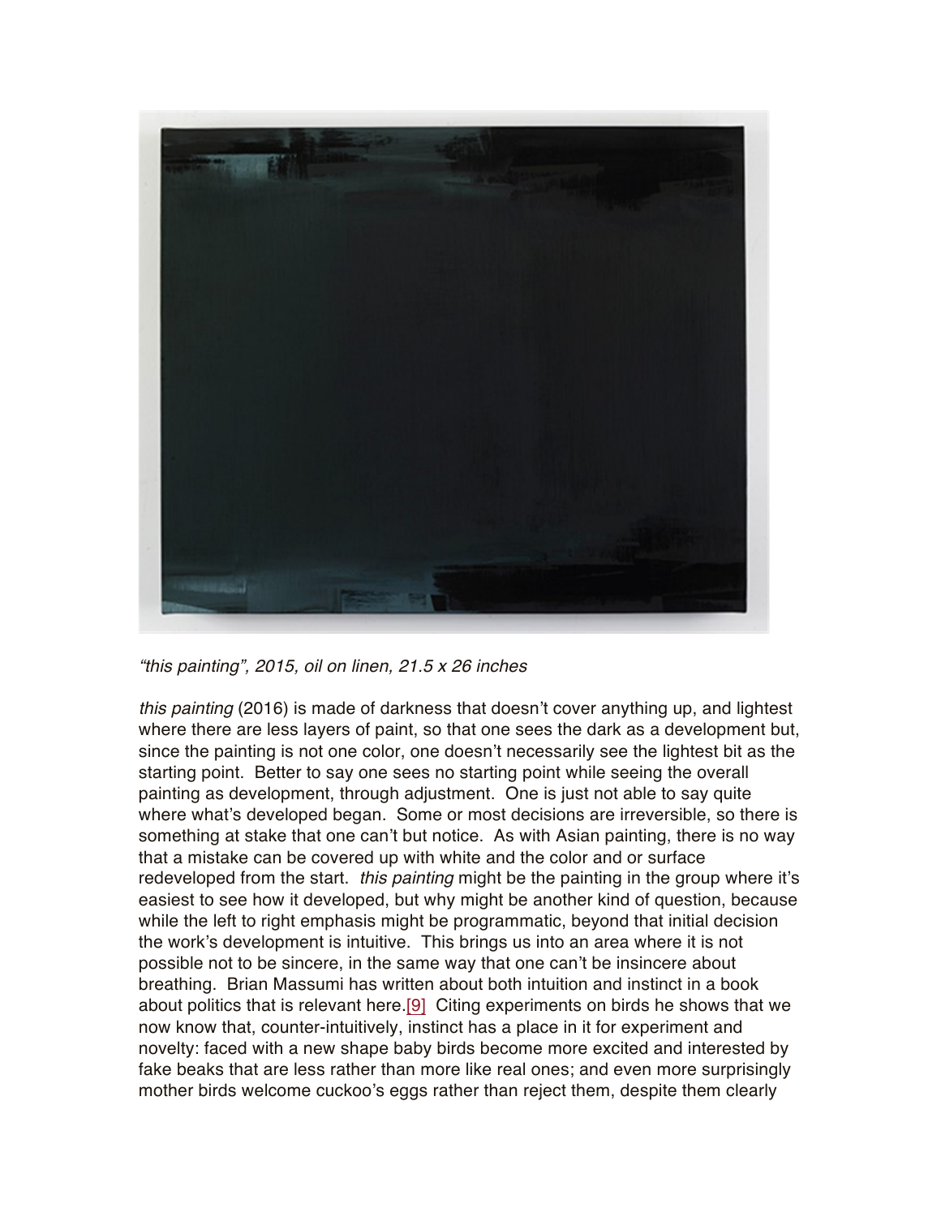*"this painting", 2015, oil on linen, 21.5 x 26 inches*

*this painting* (2016) is made of darkness that doesn't cover anything up, and lightest where there are less layers of paint, so that one sees the dark as a development but, since the painting is not one color, one doesn't necessarily see the lightest bit as the starting point. Better to say one sees no starting point while seeing the overall painting as development, through adjustment. One is just not able to say quite where what's developed began. Some or most decisions are irreversible, so there is something at stake that one can't but notice. As with Asian painting, there is no way that a mistake can be covered up with white and the color and or surface redeveloped from the start. *this painting* might be the painting in the group where it's easiest to see how it developed, but why might be another kind of question, because while the left to right emphasis might be programmatic, beyond that initial decision the work's development is intuitive. This brings us into an area where it is not possible not to be sincere, in the same way that one can't be insincere about breathing. Brian Massumi has written about both intuition and instinct in a book about politics that is relevant here.[9] Citing experiments on birds he shows that we now know that, counter-intuitively, instinct has a place in it for experiment and novelty: faced with a new shape baby birds become more excited and interested by fake beaks that are less rather than more like real ones; and even more surprisingly mother birds welcome cuckoo's eggs rather than reject them, despite them clearly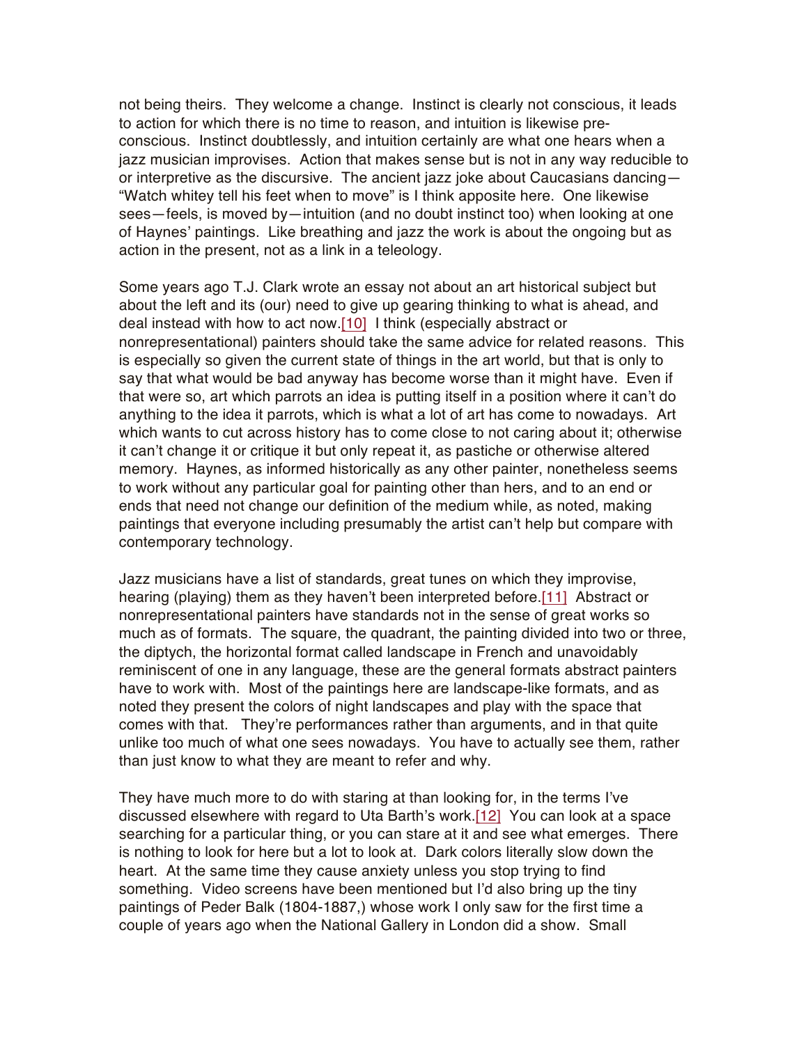not being theirs. They welcome a change. Instinct is clearly not conscious, it leads to action for which there is no time to reason, and intuition is likewise pre-conscious. Instinct doubtlessly, and intuition certainly are what one hears when a jazz musician improvises. Action that makes sense but is not in any way reducible to or interpretive as the discursive. The ancient jazz joke about Caucasians dancing—"Watch whitey tell his feet when to move" is I think apposite here. One likewise sees—feels, is moved by—intuition (and no doubt instinct too) when looking at one of Haynes' paintings. Like breathing and jazz the work is about the ongoing but as action in the present, not as a link in a teleology.

Some years ago T.J. Clark wrote an essay not about an art historical subject but about the left and its (our) need to give up gearing thinking to what is ahead, and deal instead with how to act now.[10] I think (especially abstract or nonrepresentational) painters should take the same advice for related reasons. This is especially so given the current state of things in the art world, but that is only to say that what would be bad anyway has become worse than it might have. Even if that were so, art which parrots an idea is putting itself in a position where it can't do anything to the idea it parrots, which is what a lot of art has come to nowadays. Art which wants to cut across history has to come close to not caring about it; otherwise it can't change it or critique it but only repeat it, as pastiche or otherwise altered memory. Haynes, as informed historically as any other painter, nonetheless seems to work without any particular goal for painting other than hers, and to an end or ends that need not change our definition of the medium while, as noted, making paintings that everyone including presumably the artist can't help but compare with contemporary technology.

Jazz musicians have a list of standards, great tunes on which they improvise, hearing (playing) them as they haven't been interpreted before.[11] Abstract or nonrepresentational painters have standards not in the sense of great works so much as of formats. The square, the quadrant, the painting divided into two or three, the diptych, the horizontal format called landscape in French and unavoidably reminiscent of one in any language, these are the general formats abstract painters have to work with. Most of the paintings here are landscape-like formats, and as noted they present the colors of night landscapes and play with the space that comes with that. They're performances rather than arguments, and in that quite unlike too much of what one sees nowadays. You have to actually see them, rather than just know to what they are meant to refer and why.

They have much more to do with staring at than looking for, in the terms I've discussed elsewhere with regard to Uta Barth's work.[12] You can look at a space searching for a particular thing, or you can stare at it and see what emerges. There is nothing to look for here but a lot to look at. Dark colors literally slow down the heart. At the same time they cause anxiety unless you stop trying to find something. Video screens have been mentioned but I'd also bring up the tiny paintings of Peder Balk (1804-1887,) whose work I only saw for the first time a couple of years ago when the National Gallery in London did a show. Small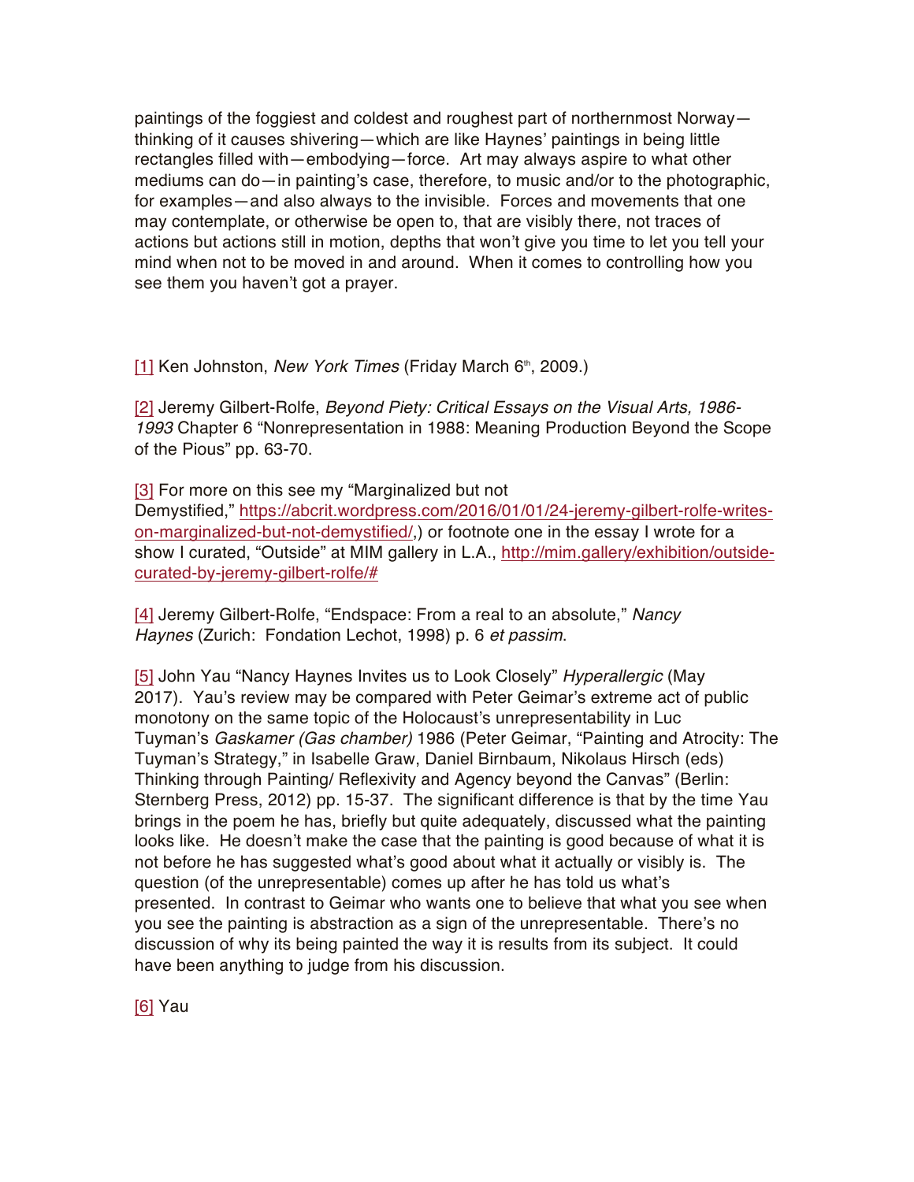paintings of the foggiest and coldest and roughest part of northernmost Norway—thinking of it causes shivering—which are like Haynes' paintings in being little rectangles filled with—embodying—force. Art may always aspire to what other mediums can do—in painting's case, therefore, to music and/or to the photographic, for examples—and also always to the invisible. Forces and movements that one may contemplate, or otherwise be open to, that are visibly there, not traces of actions but actions still in motion, depths that won't give you time to let you tell your mind when not to be moved in and around. When it comes to controlling how you see them you haven't got a prayer.

[1] Ken Johnston, *New York Times* (Friday March 6th, 2009.)

[2] Jeremy Gilbert-Rolfe, *Beyond Piety: Critical Essays on the Visual Arts, 1986-1993* Chapter 6 "Nonrepresentation in 1988: Meaning Production Beyond the Scope of the Pious" pp. 63-70.

[3] For more on this see my "Marginalized but not Demystified," https://abcrit.wordpress.com/2016/01/01/24-jeremy-gilbert-rolfe-writes-on-marginalized-but-not-demystified/,) or footnote one in the essay I wrote for a show I curated, "Outside" at MIM gallery in L.A., http://mim.gallery/exhibition/outside-curated-by-jeremy-gilbert-rolfe/#

[4] Jeremy Gilbert-Rolfe, "Endspace: From a real to an absolute," *Nancy Haynes* (Zurich: Fondation Lechot, 1998) p. 6 *et passim*.

[5] John Yau "Nancy Haynes Invites us to Look Closely" *Hyperallergic* (May 2017). Yau's review may be compared with Peter Geimar's extreme act of public monotony on the same topic of the Holocaust's unrepresentability in Luc Tuyman's *Gaskamer (Gas chamber)* 1986 (Peter Geimar, "Painting and Atrocity: The Tuyman's Strategy," in Isabelle Graw, Daniel Birnbaum, Nikolaus Hirsch (eds) Thinking through Painting/ Reflexivity and Agency beyond the Canvas" (Berlin: Sternberg Press, 2012) pp. 15-37. The significant difference is that by the time Yau brings in the poem he has, briefly but quite adequately, discussed what the painting looks like. He doesn't make the case that the painting is good because of what it is not before he has suggested what's good about what it actually or visibly is. The question (of the unrepresentable) comes up after he has told us what's presented. In contrast to Geimar who wants one to believe that what you see when you see the painting is abstraction as a sign of the unrepresentable. There's no discussion of why its being painted the way it is results from its subject. It could have been anything to judge from his discussion.

[6] Yau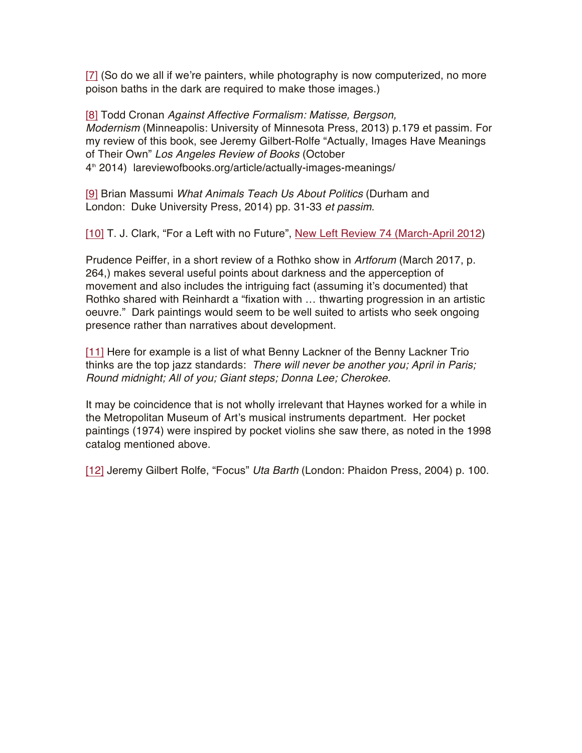[7] (So do we all if we're painters, while photography is now computerized, no more poison baths in the dark are required to make those images.)

[8] Todd Cronan *Against Affective Formalism: Matisse, Bergson, Modernism* (Minneapolis: University of Minnesota Press, 2013) p.179 et passim. For my review of this book, see Jeremy Gilbert-Rolfe "Actually, Images Have Meanings of Their Own" *Los Angeles Review of Books* (October 4th 2014) lareviewofbooks.org/article/actually-images-meanings/

[9] Brian Massumi *What Animals Teach Us About Politics* (Durham and London: Duke University Press, 2014) pp. 31-33 *et passim*.

[10] T. J. Clark, "For a Left with no Future", New Left Review 74 (March-April 2012)

Prudence Peiffer, in a short review of a Rothko show in *Artforum* (March 2017, p. 264,) makes several useful points about darkness and the apperception of movement and also includes the intriguing fact (assuming it's documented) that Rothko shared with Reinhardt a "fixation with … thwarting progression in an artistic oeuvre." Dark paintings would seem to be well suited to artists who seek ongoing presence rather than narratives about development.

[11] Here for example is a list of what Benny Lackner of the Benny Lackner Trio thinks are the top jazz standards: *There will never be another you; April in Paris; Round midnight; All of you; Giant steps; Donna Lee; Cherokee.*

It may be coincidence that is not wholly irrelevant that Haynes worked for a while in the Metropolitan Museum of Art's musical instruments department. Her pocket paintings (1974) were inspired by pocket violins she saw there, as noted in the 1998 catalog mentioned above.

[12] Jeremy Gilbert Rolfe, "Focus" *Uta Barth* (London: Phaidon Press, 2004) p. 100.